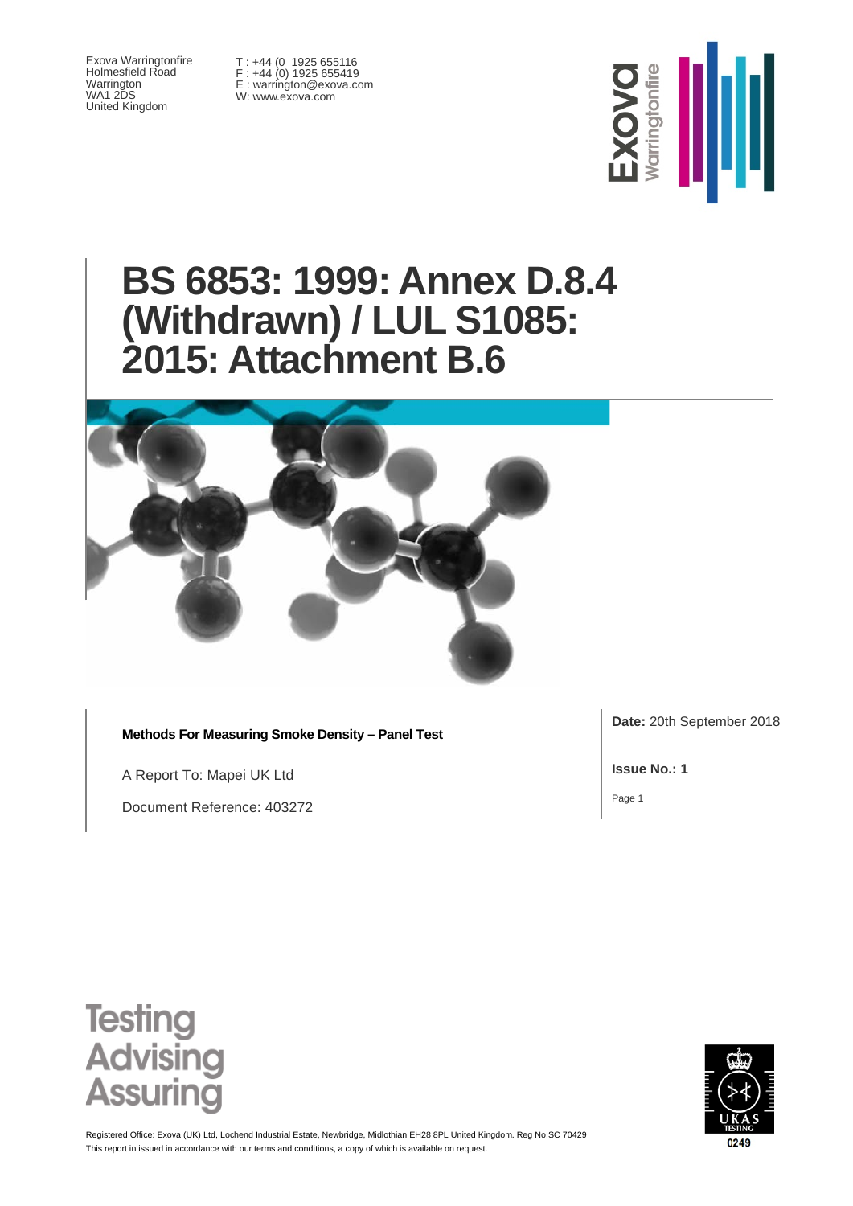Exova Warringtonfire
Holmesfield Road
Warrington
WA1 2DS
United Kingdom

T : +44 (0 1925 655116
F : +44 (0) 1925 655419
E : warrington@exova.com
W: www.exova.com

# BS 6853: 1999: Annex D.8.4 (Withdrawn) / LUL S1085: 2015: Attachment B.6

**Methods For Measuring Smoke Density – Panel Test**

A Report To: Mapei UK Ltd

Document Reference: 403272

**Date:** 20th September 2018

**Issue No.: 1**

Testing
Advising
Assuring

Registered Office: Exova (UK) Ltd, Lochend Industrial Estate, Newbridge, Midlothian EH28 8PL United Kingdom. Reg No.SC 70429
This report in issued in accordance with our terms and conditions, a copy of which is available on request.

0249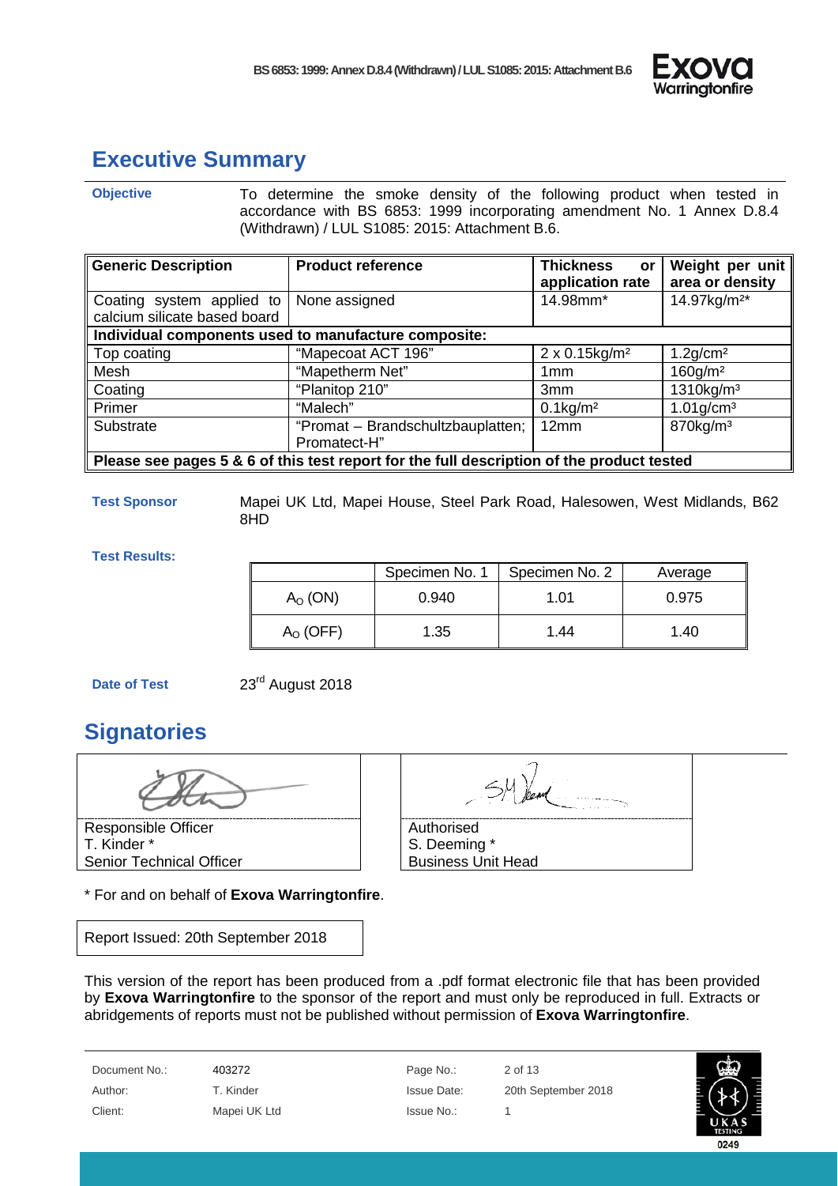# Executive Summary

**Objective**

To determine the smoke density of the following product when tested in accordance with BS 6853: 1999 incorporating amendment No. 1 Annex D.8.4 (Withdrawn) / LUL S1085: 2015: Attachment B.6.

| Generic Description | Product reference | Thickness or application rate | Weight per unit area or density |
|---|---|---|---|
| Coating system applied to calcium silicate based board | None assigned | 14.98mm* | $14.97kg/m^{2}$* |
| **Individual components used to manufacture composite:** | | | |
| Top coating | "Mapecoat ACT 196" | $2 \times 0.15kg/m^2$ | $1.2g/cm^2$ |
| Mesh | "Mapetherm Net" | 1mm | $160g/m^2$ |
| Coating | "Planitop 210" | 3mm | $1310kg/m^3$ |
| Primer | "Malech" | $0.1kg/m^2$ | $1.01g/cm^3$ |
| Substrate | "Promat – Brandschultzbauplatten; Promatect-H" | 12mm | $870kg/m^3$ |
| **Please see pages 5 & 6 of this test report for the full description of the product tested** | | | |

**Test Sponsor**

Mapei UK Ltd, Mapei House, Steel Park Road, Halesowen, West Midlands, B62 8HD

**Test Results:**

| | Specimen No. 1 | Specimen No. 2 | Average |
|---|---|---|---|
| $A_O$ (ON) | 0.940 | 1.01 | 0.975 |
| $A_O$ (OFF) | 1.35 | 1.44 | 1.40 |

**Date of Test**

23rd August 2018

# Signatories

| Responsible Officer | Authorised |
|---|---|
| T. Kinder * | S. Deeming * |
| Senior Technical Officer | Business Unit Head |

\* For and on behalf of **Exova Warringtonfire**.

Report Issued: 20th September 2018

This version of the report has been produced from a .pdf format electronic file that has been provided by **Exova Warringtonfire** to the sponsor of the report and must only be reproduced in full. Extracts or abridgements of reports must not be published without permission of **Exova Warringtonfire**.

| Document No.: | 403272 | Page No.: | 2 of 13 |
|---|---|---|---|
| Author: | T. Kinder | Issue Date: | 20th September 2018 |
| Client: | Mapei UK Ltd | Issue No.: | 1 |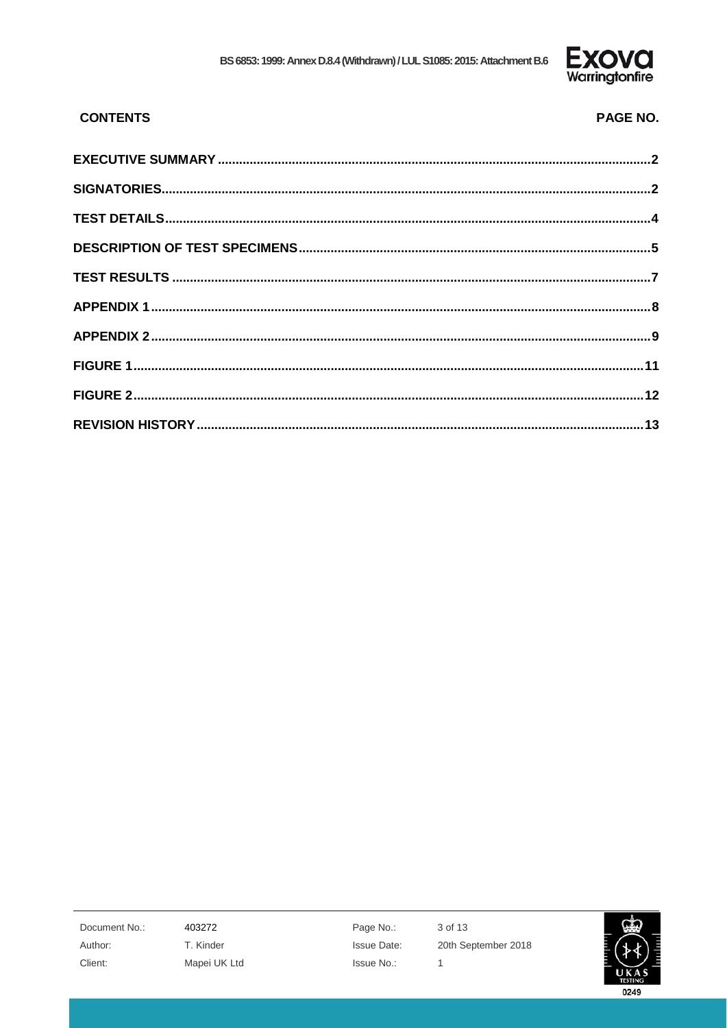| CONTENTS | PAGE NO. |
| --- | --- |
| **EXECUTIVE SUMMARY** | **2** |
| **SIGNATORIES** | **2** |
| **TEST DETAILS** | **4** |
| **DESCRIPTION OF TEST SPECIMENS** | **5** |
| **TEST RESULTS** | **7** |
| **APPENDIX 1** | **8** |
| **APPENDIX 2** | **9** |
| **FIGURE 1** | **11** |
| **FIGURE 2** | **12** |
| **REVISION HISTORY** | **13** |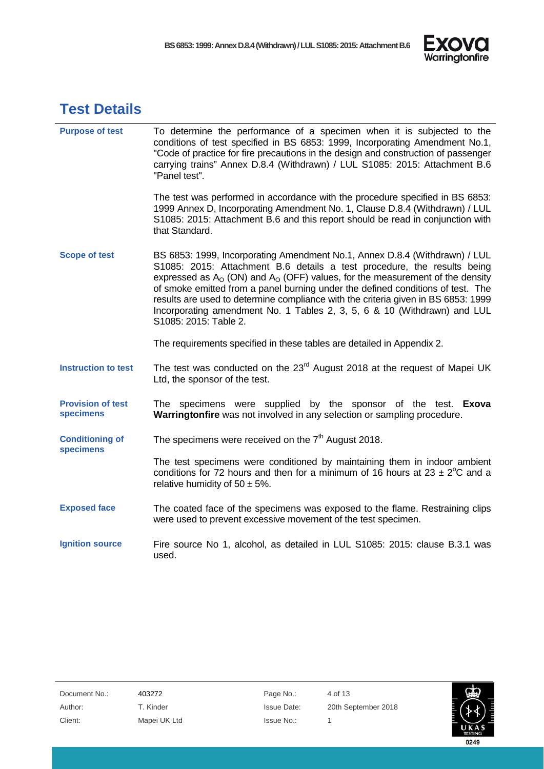# Test Details

**Purpose of test**

To determine the performance of a specimen when it is subjected to the conditions of test specified in BS 6853: 1999, Incorporating Amendment No.1, "Code of practice for fire precautions in the design and construction of passenger carrying trains" Annex D.8.4 (Withdrawn) / LUL S1085: 2015: Attachment B.6 "Panel test".

The test was performed in accordance with the procedure specified in BS 6853: 1999 Annex D, Incorporating Amendment No. 1, Clause D.8.4 (Withdrawn) / LUL S1085: 2015: Attachment B.6 and this report should be read in conjunction with that Standard.

**Scope of test**

BS 6853: 1999, Incorporating Amendment No.1, Annex D.8.4 (Withdrawn) / LUL S1085: 2015: Attachment B.6 details a test procedure, the results being expressed as $A_O$ (ON) and $A_O$ (OFF) values, for the measurement of the density of smoke emitted from a panel burning under the defined conditions of test. The results are used to determine compliance with the criteria given in BS 6853: 1999 Incorporating amendment No. 1 Tables 2, 3, 5, 6 & 10 (Withdrawn) and LUL S1085: 2015: Table 2.

The requirements specified in these tables are detailed in Appendix 2.

**Instruction to test**

The test was conducted on the 23rd August 2018 at the request of Mapei UK Ltd, the sponsor of the test.

**Provision of test specimens**

The specimens were supplied by the sponsor of the test. **Exova Warringtonfire** was not involved in any selection or sampling procedure.

**Conditioning of specimens**

The specimens were received on the 7th August 2018.

The test specimens were conditioned by maintaining them in indoor ambient conditions for 72 hours and then for a minimum of 16 hours at 23 ± 2°C and a relative humidity of 50 ± 5%.

**Exposed face**

The coated face of the specimens was exposed to the flame. Restraining clips were used to prevent excessive movement of the test specimen.

**Ignition source**

Fire source No 1, alcohol, as detailed in LUL S1085: 2015: clause B.3.1 was used.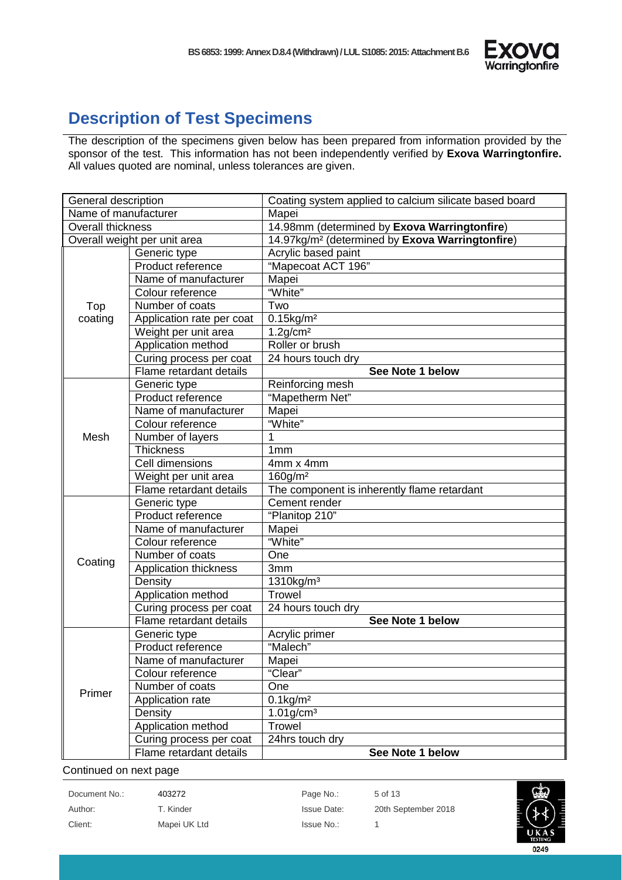## Description of Test Specimens

The description of the specimens given below has been prepared from information provided by the sponsor of the test. This information has not been independently verified by **Exova Warringtonfire.** All values quoted are nominal, unless tolerances are given.

| General description | | Coating system applied to calcium silicate based board |
|---|---|---|
| Name of manufacturer | | Mapei |
| Overall thickness | | 14.98mm (determined by **Exova Warringtonfire**) |
| Overall weight per unit area | | 14.97kg/m² (determined by **Exova Warringtonfire**) |
| Top coating | Generic type | Acrylic based paint |
| | Product reference | "Mapecoat ACT 196" |
| | Name of manufacturer | Mapei |
| | Colour reference | "White" |
| | Number of coats | Two |
| | Application rate per coat | 0.15kg/m² |
| | Weight per unit area | 1.2g/cm² |
| | Application method | Roller or brush |
| | Curing process per coat | 24 hours touch dry |
| | Flame retardant details | **See Note 1 below** |
| Mesh | Generic type | Reinforcing mesh |
| | Product reference | "Mapetherm Net" |
| | Name of manufacturer | Mapei |
| | Colour reference | "White" |
| | Number of layers | 1 |
| | Thickness | 1mm |
| | Cell dimensions | 4mm x 4mm |
| | Weight per unit area | 160g/m² |
| | Flame retardant details | The component is inherently flame retardant |
| Coating | Generic type | Cement render |
| | Product reference | "Planitop 210" |
| | Name of manufacturer | Mapei |
| | Colour reference | "White" |
| | Number of coats | One |
| | Application thickness | 3mm |
| | Density | 1310kg/m³ |
| | Application method | Trowel |
| | Curing process per coat | 24 hours touch dry |
| | Flame retardant details | **See Note 1 below** |
| Primer | Generic type | Acrylic primer |
| | Product reference | "Malech" |
| | Name of manufacturer | Mapei |
| | Colour reference | "Clear" |
| | Number of coats | One |
| | Application rate | 0.1kg/m² |
| | Density | 1.01g/cm³ |
| | Application method | Trowel |
| | Curing process per coat | 24hrs touch dry |
| | Flame retardant details | **See Note 1 below** |

Continued on next page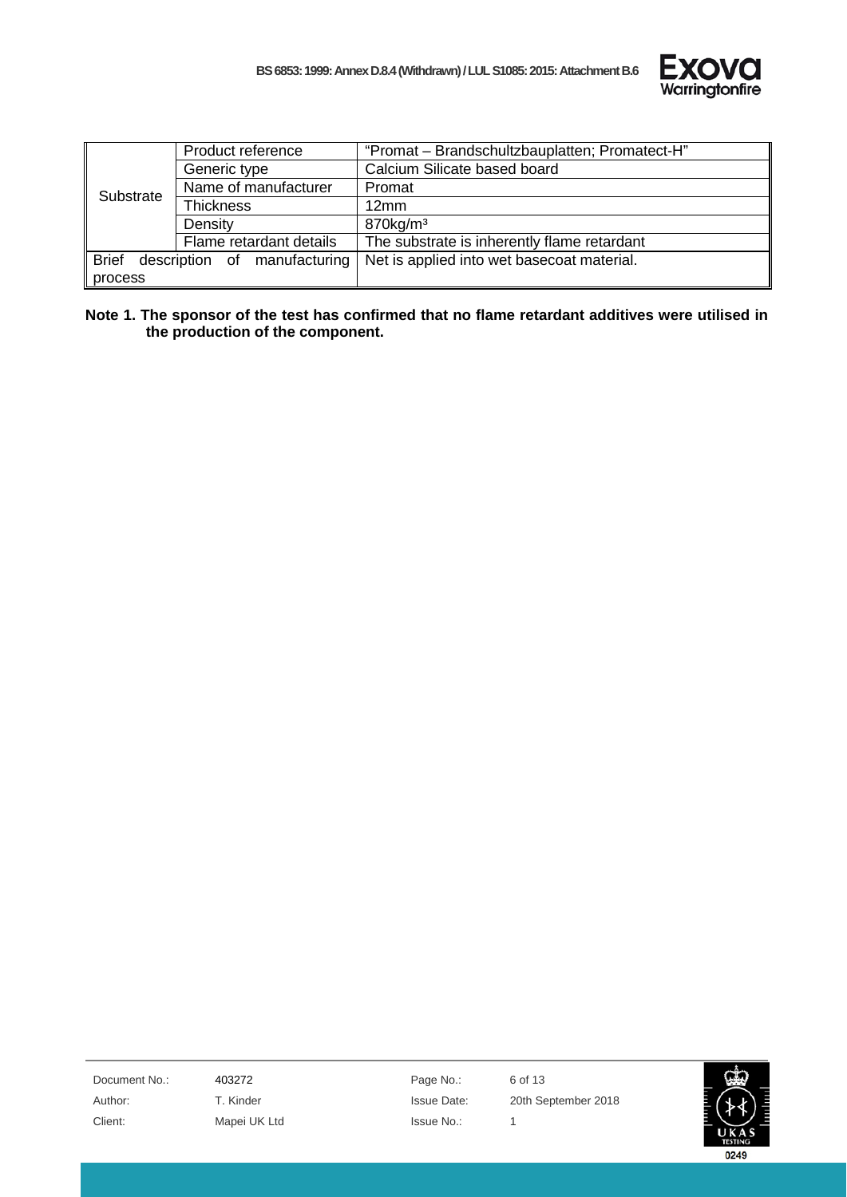| | | |
|---|---|---|
| Substrate | Product reference | "Promat – Brandschultzbauplatten; Promatect-H" |
| | Generic type | Calcium Silicate based board |
| | Name of manufacturer | Promat |
| | Thickness | 12mm |
| | Density | 870kg/m³ |
| | Flame retardant details | The substrate is inherently flame retardant |
| Brief description of manufacturing process | | Net is applied into wet basecoat material. |

**Note 1. The sponsor of the test has confirmed that no flame retardant additives were utilised in the production of the component.**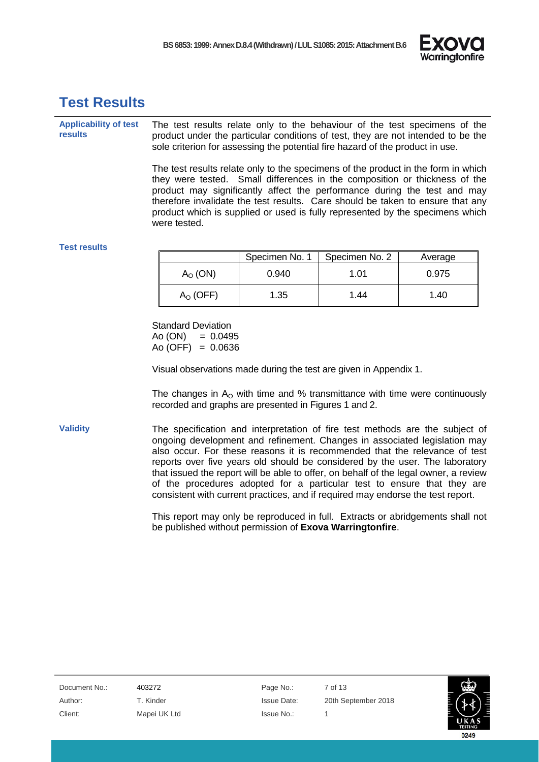# Test Results

**Applicability of test results**

The test results relate only to the behaviour of the test specimens of the product under the particular conditions of test, they are not intended to be the sole criterion for assessing the potential fire hazard of the product in use.

The test results relate only to the specimens of the product in the form in which they were tested. Small differences in the composition or thickness of the product may significantly affect the performance during the test and may therefore invalidate the test results. Care should be taken to ensure that any product which is supplied or used is fully represented by the specimens which were tested.

**Test results**

| | Specimen No. 1 | Specimen No. 2 | Average |
|---|---|---|---|
| $A_O$ (ON) | 0.940 | 1.01 | 0.975 |
| $A_O$ (OFF) | 1.35 | 1.44 | 1.40 |

Standard Deviation
Ao (ON) = 0.0495
Ao (OFF) = 0.0636

Visual observations made during the test are given in Appendix 1.

The changes in $A_O$ with time and % transmittance with time were continuously recorded and graphs are presented in Figures 1 and 2.

**Validity**

The specification and interpretation of fire test methods are the subject of ongoing development and refinement. Changes in associated legislation may also occur. For these reasons it is recommended that the relevance of test reports over five years old should be considered by the user. The laboratory that issued the report will be able to offer, on behalf of the legal owner, a review of the procedures adopted for a particular test to ensure that they are consistent with current practices, and if required may endorse the test report.

This report may only be reproduced in full. Extracts or abridgements shall not be published without permission of **Exova Warringtonfire**.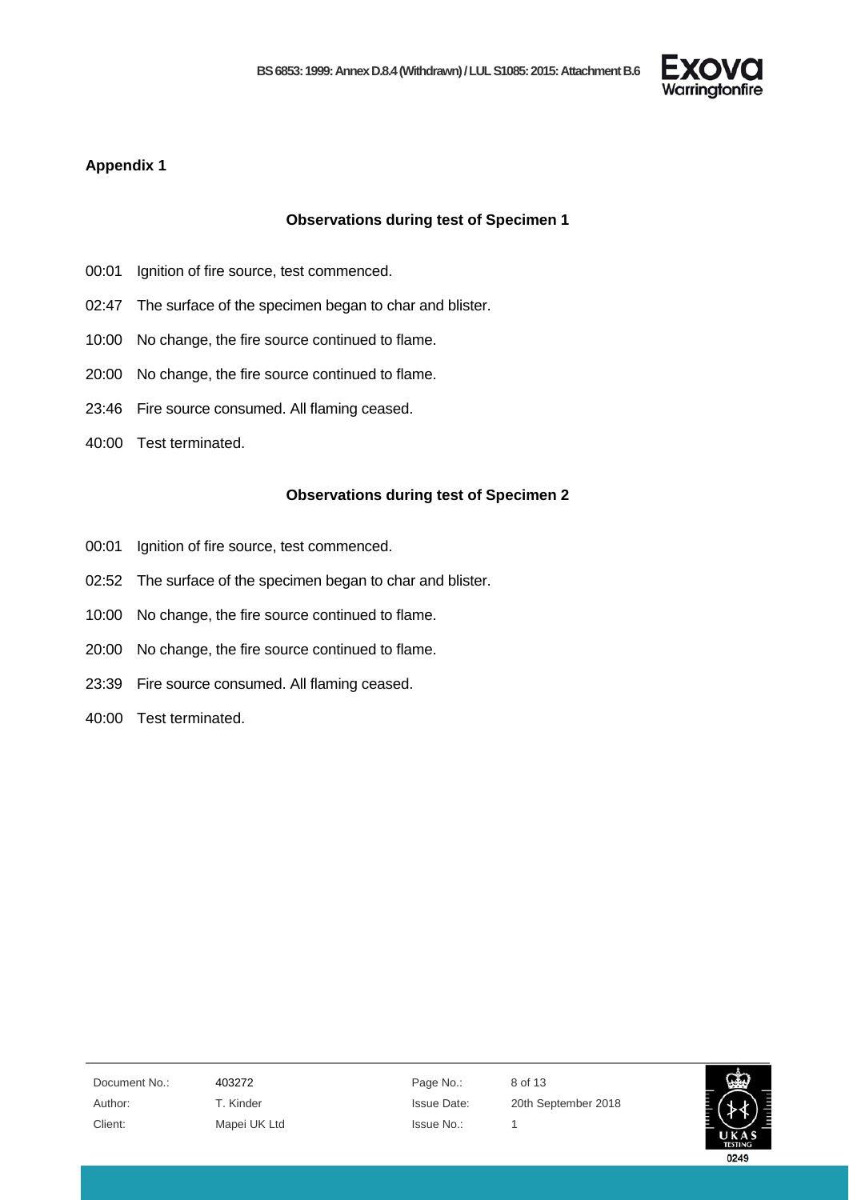## Appendix 1

### Observations during test of Specimen 1

00:01 Ignition of fire source, test commenced.

02:47 The surface of the specimen began to char and blister.

10:00 No change, the fire source continued to flame.

20:00 No change, the fire source continued to flame.

23:46 Fire source consumed. All flaming ceased.

40:00 Test terminated.

### Observations during test of Specimen 2

00:01 Ignition of fire source, test commenced.

02:52 The surface of the specimen began to char and blister.

10:00 No change, the fire source continued to flame.

20:00 No change, the fire source continued to flame.

23:39 Fire source consumed. All flaming ceased.

40:00 Test terminated.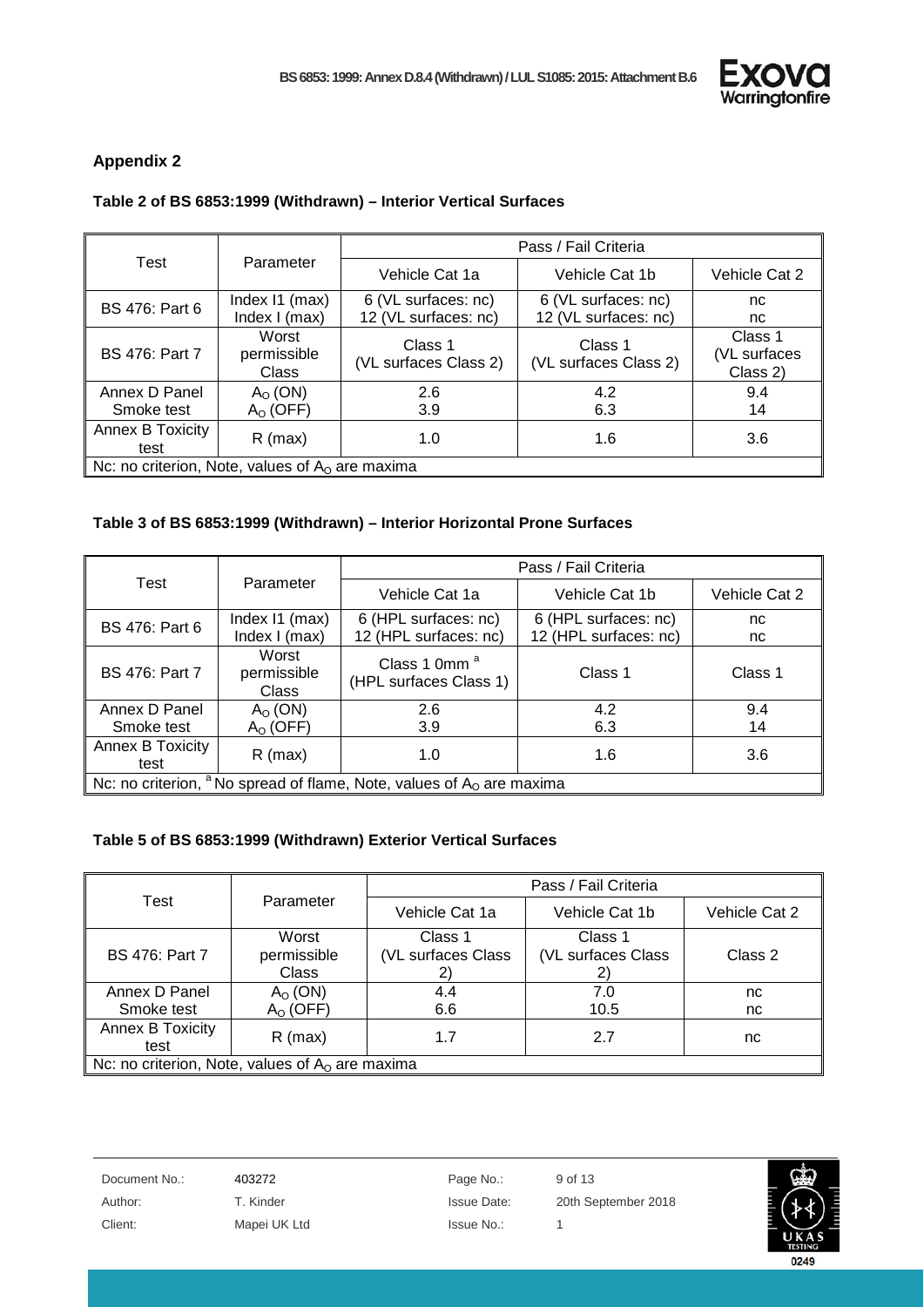## Appendix 2

### Table 2 of BS 6853:1999 (Withdrawn) – Interior Vertical Surfaces

| Test | Parameter | Pass / Fail Criteria | | |
|---|---|---|---|---|
| | | Vehicle Cat 1a | Vehicle Cat 1b | Vehicle Cat 2 |
| BS 476: Part 6 | Index I1 (max)<br>Index I (max) | 6 (VL surfaces: nc)<br>12 (VL surfaces: nc) | 6 (VL surfaces: nc)<br>12 (VL surfaces: nc) | nc<br>nc |
| BS 476: Part 7 | Worst permissible Class | Class 1<br>(VL surfaces Class 2) | Class 1<br>(VL surfaces Class 2) | Class 1<br>(VL surfaces Class 2) |
| Annex D Panel Smoke test | $A_O$ (ON)<br>$A_O$ (OFF) | 2.6<br>3.9 | 4.2<br>6.3 | 9.4<br>14 |
| Annex B Toxicity test | R (max) | 1.0 | 1.6 | 3.6 |
| Nc: no criterion, Note, values of $A_O$ are maxima | | | | |

### Table 3 of BS 6853:1999 (Withdrawn) – Interior Horizontal Prone Surfaces

| Test | Parameter | Pass / Fail Criteria | | |
|---|---|---|---|---|
| | | Vehicle Cat 1a | Vehicle Cat 1b | Vehicle Cat 2 |
| BS 476: Part 6 | Index I1 (max)<br>Index I (max) | 6 (HPL surfaces: nc)<br>12 (HPL surfaces: nc) | 6 (HPL surfaces: nc)<br>12 (HPL surfaces: nc) | nc<br>nc |
| BS 476: Part 7 | Worst permissible Class | Class 1 0mm [a]<br>(HPL surfaces Class 1) | Class 1 | Class 1 |
| Annex D Panel Smoke test | $A_O$ (ON)<br>$A_O$ (OFF) | 2.6<br>3.9 | 4.2<br>6.3 | 9.4<br>14 |
| Annex B Toxicity test | R (max) | 1.0 | 1.6 | 3.6 |
| Nc: no criterion, [a] No spread of flame, Note, values of $A_O$ are maxima | | | | |

### Table 5 of BS 6853:1999 (Withdrawn) Exterior Vertical Surfaces

| Test | Parameter | Pass / Fail Criteria | | |
|---|---|---|---|---|
| | | Vehicle Cat 1a | Vehicle Cat 1b | Vehicle Cat 2 |
| BS 476: Part 7 | Worst permissible Class | Class 1<br>(VL surfaces Class 2) | Class 1<br>(VL surfaces Class 2) | Class 2 |
| Annex D Panel Smoke test | $A_O$ (ON)<br>$A_O$ (OFF) | 4.4<br>6.6 | 7.0<br>10.5 | nc<br>nc |
| Annex B Toxicity test | R (max) | 1.7 | 2.7 | nc |
| Nc: no criterion, Note, values of $A_O$ are maxima | | | | |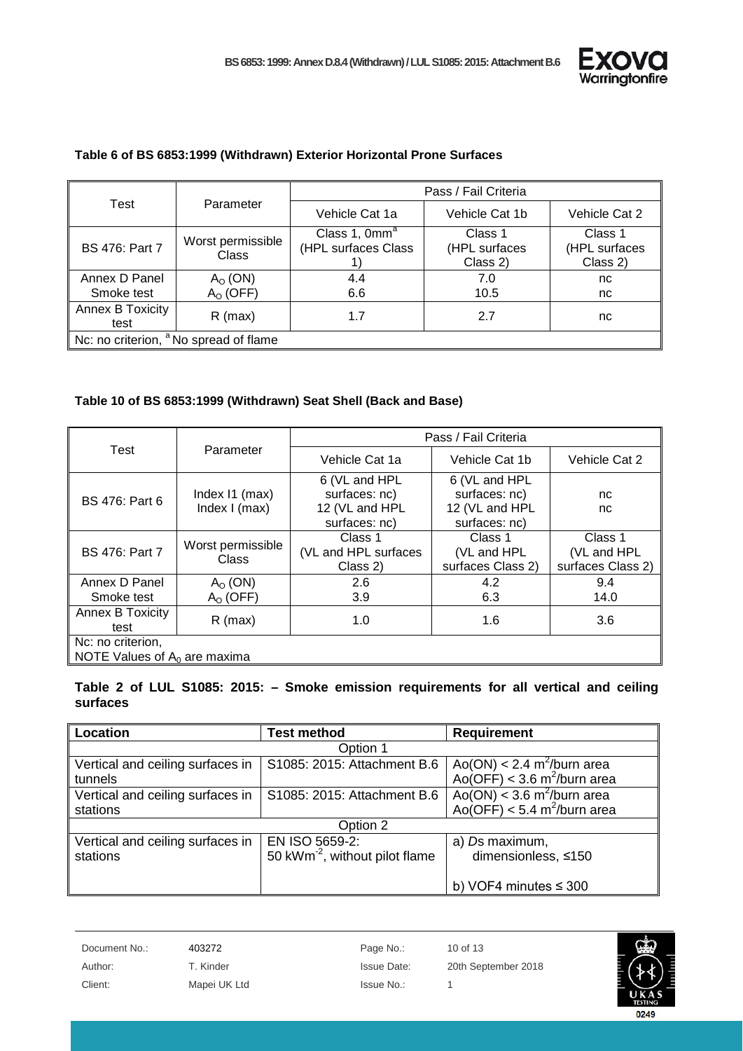**Table 6 of BS 6853:1999 (Withdrawn) Exterior Horizontal Prone Surfaces**

| Test | Parameter | Pass / Fail Criteria | | |
|---|---|---|---|---|
| | | Vehicle Cat 1a | Vehicle Cat 1b | Vehicle Cat 2 |
| BS 476: Part 7 | Worst permissible Class | Class 1, 0mm[a] (HPL surfaces Class 1) | Class 1 (HPL surfaces Class 2) | Class 1 (HPL surfaces Class 2) |
| Annex D Panel Smoke test | $A_O$ (ON)<br>$A_O$ (OFF) | 4.4<br>6.6 | 7.0<br>10.5 | nc<br>nc |
| Annex B Toxicity test | R (max) | 1.7 | 2.7 | nc |
| Nc: no criterion, [a] No spread of flame | | | | |

**Table 10 of BS 6853:1999 (Withdrawn) Seat Shell (Back and Base)**

| Test | Parameter | Pass / Fail Criteria | | |
|---|---|---|---|---|
| | | Vehicle Cat 1a | Vehicle Cat 1b | Vehicle Cat 2 |
| BS 476: Part 6 | Index I1 (max)<br>Index I (max) | 6 (VL and HPL surfaces: nc)<br>12 (VL and HPL surfaces: nc) | 6 (VL and HPL surfaces: nc)<br>12 (VL and HPL surfaces: nc) | nc<br>nc |
| BS 476: Part 7 | Worst permissible Class | Class 1 (VL and HPL surfaces Class 2) | Class 1 (VL and HPL surfaces Class 2) | Class 1 (VL and HPL surfaces Class 2) |
| Annex D Panel Smoke test | $A_O$ (ON)<br>$A_O$ (OFF) | 2.6<br>3.9 | 4.2<br>6.3 | 9.4<br>14.0 |
| Annex B Toxicity test | R (max) | 1.0 | 1.6 | 3.6 |
| Nc: no criterion,<br>NOTE Values of $A_0$ are maxima | | | | |

**Table 2 of LUL S1085: 2015: – Smoke emission requirements for all vertical and ceiling surfaces**

| Location | Test method | Requirement |
|---|---|---|
| Option 1 | | |
| Vertical and ceiling surfaces in tunnels | S1085: 2015: Attachment B.6 | Ao(ON) < 2.4 $m^2$/burn area<br>Ao(OFF) < 3.6 $m^2$/burn area |
| Vertical and ceiling surfaces in stations | S1085: 2015: Attachment B.6 | Ao(ON) < 3.6 $m^2$/burn area<br>Ao(OFF) < 5.4 $m^2$/burn area |
| Option 2 | | |
| Vertical and ceiling surfaces in stations | EN ISO 5659-2:<br>50 $kWm^{-2}$, without pilot flame | a) *D*s maximum, dimensionless, ≤150<br><br>b) VOF4 minutes ≤ 300 |

| Document No.: | 403272 | Page No.: | 10 of 13 |
|---|---|---|---|
| Author: | T. Kinder | Issue Date: | 20th September 2018 |
| Client: | Mapei UK Ltd | Issue No.: | 1 |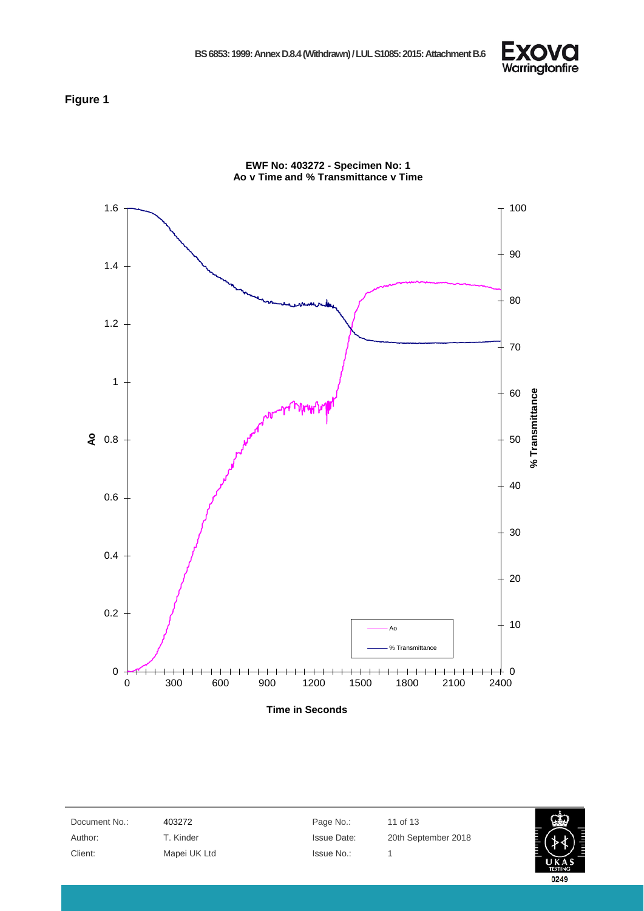**Figure 1**

**EWF No: 403272 - Specimen No: 1**
**Ao v Time and % Transmittance v Time**

Legend: Ao; % Transmittance

Left axis: Ao (0 to 1.6)
Right axis: % Transmittance (0 to 100)
Horizontal axis: Time in Seconds (0 to 2400)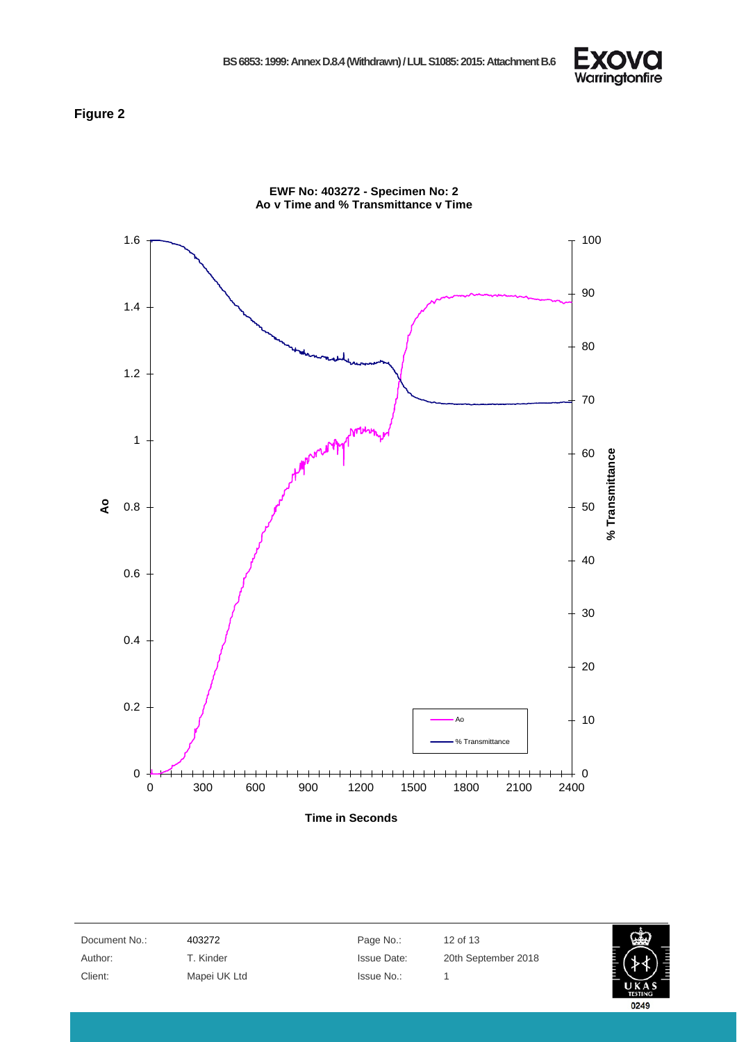**Figure 2**

**EWF No: 403272 - Specimen No: 2**
**Ao v Time and % Transmittance v Time**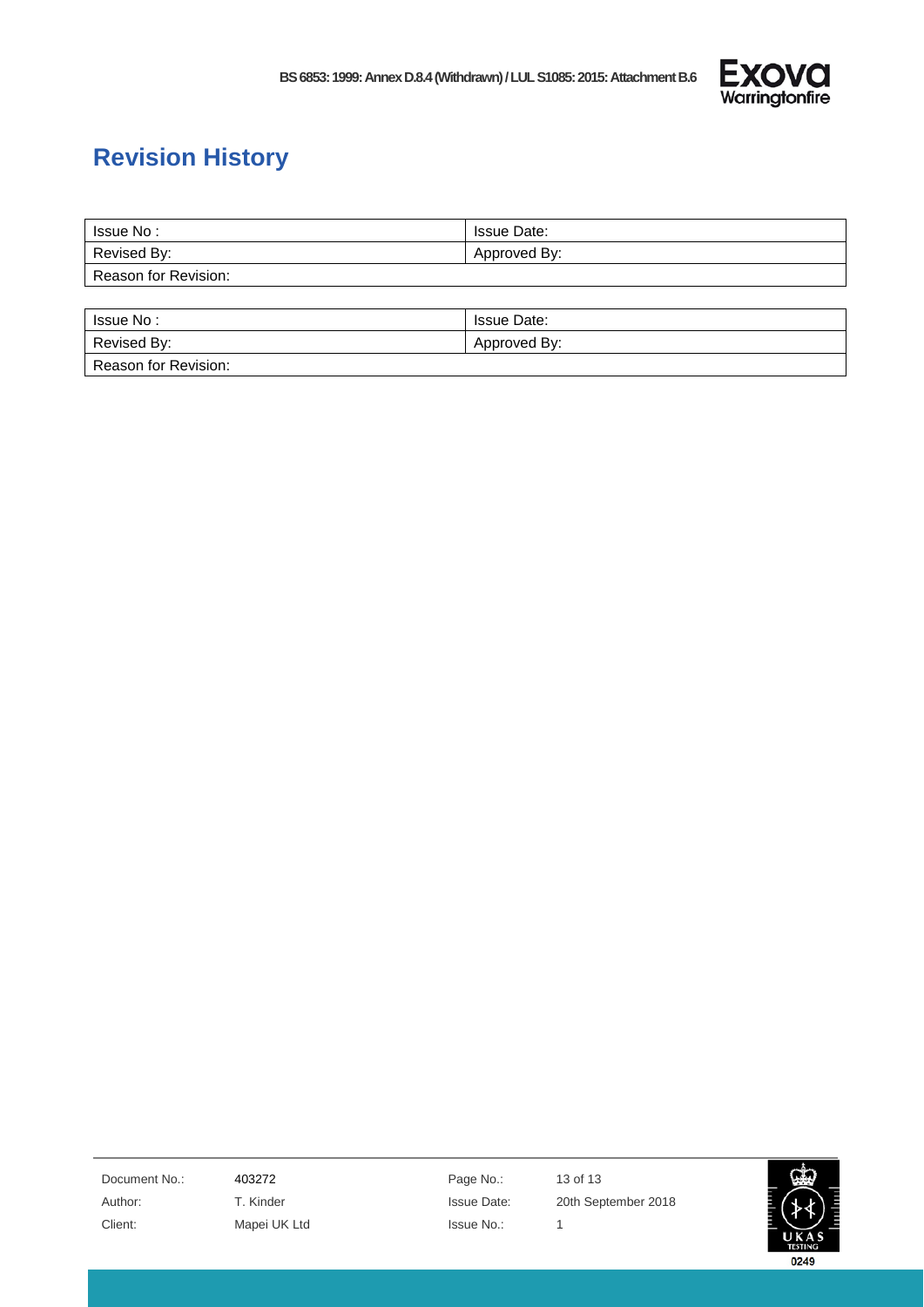# Revision History

| | |
|---|---|
| Issue No : | Issue Date: |
| Revised By: | Approved By: |
| Reason for Revision: | |

| | |
|---|---|
| Issue No : | Issue Date: |
| Revised By: | Approved By: |
| Reason for Revision: | |